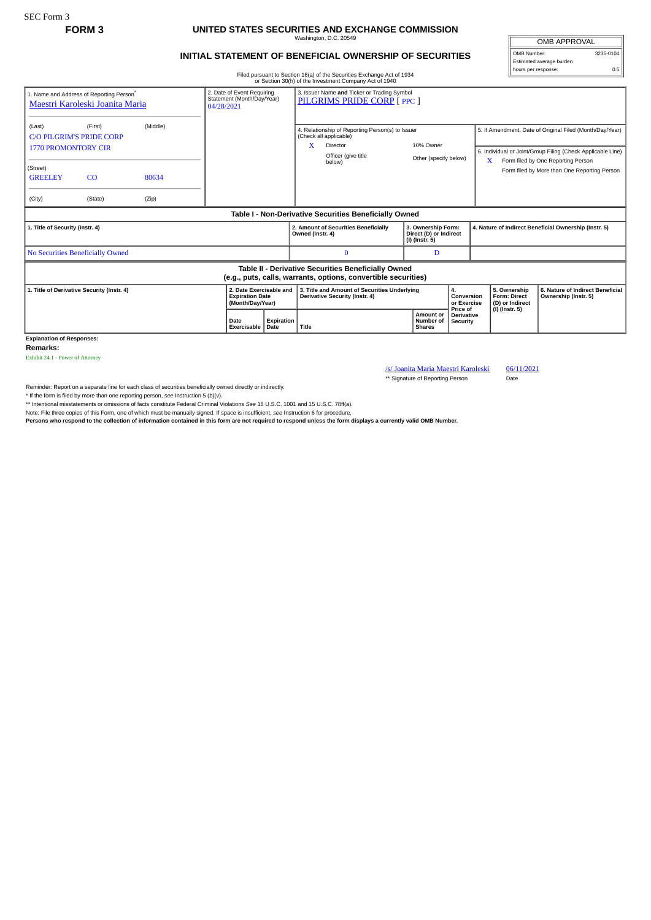SEC Form 3

**FORM 3**

# UNITED STATES SECURITIES AND EXCHANGE COMMISSION

Washington, D.C. 20549

## INITIAL STATEMENT OF BENEFICIAL OWNERSHIP OF SECURITIES

Filed pursuant to Section 16(a) of the Securities Exchange Act of 1934
or Section 30(h) of the Investment Company Act of 1940

| OMB APPROVAL | |
|---|---|
| OMB Number: | 3235-0104 |
| Estimated average burden | |
| hours per response: | 0.5 |

1. Name and Address of Reporting Person*
Maestri Karoleski Joanita Maria

(Last) (First) (Middle)
C/O PILGRIM'S PRIDE CORP
1770 PROMONTORY CIR

(Street)
GREELEY CO 80634

(City) (State) (Zip)

2. Date of Event Requiring Statement (Month/Day/Year)
04/28/2021

3. Issuer Name **and** Ticker or Trading Symbol
PILGRIMS PRIDE CORP [ PPC ]

4. Relationship of Reporting Person(s) to Issuer (Check all applicable)
X Director
10% Owner
Officer (give title below)
Other (specify below)

5. If Amendment, Date of Original Filed (Month/Day/Year)

6. Individual or Joint/Group Filing (Check Applicable Line)
X Form filed by One Reporting Person
Form filed by More than One Reporting Person

### Table I - Non-Derivative Securities Beneficially Owned

| 1. Title of Security (Instr. 4) | 2. Amount of Securities Beneficially Owned (Instr. 4) | 3. Ownership Form: Direct (D) or Indirect (I) (Instr. 5) | 4. Nature of Indirect Beneficial Ownership (Instr. 5) |
|---|---|---|---|
| No Securities Beneficially Owned | 0 | D | |

### Table II - Derivative Securities Beneficially Owned (e.g., puts, calls, warrants, options, convertible securities)

| 1. Title of Derivative Security (Instr. 4) | 2. Date Exercisable and Expiration Date (Month/Day/Year) | | 3. Title and Amount of Securities Underlying Derivative Security (Instr. 4) | | 4. Conversion or Exercise Price of Derivative Security | 5. Ownership Form: Direct (D) or Indirect (I) (Instr. 5) | 6. Nature of Indirect Beneficial Ownership (Instr. 5) |
|---|---|---|---|---|---|---|---|
| | Date Exercisable | Expiration Date | Title | Amount or Number of Shares | | | |

**Explanation of Responses:**

**Remarks:**

Exhibit 24.1 - Power of Attorney

/s/ Joanita Maria Maestri Karoleski — 06/11/2021

** Signature of Reporting Person — Date

Reminder: Report on a separate line for each class of securities beneficially owned directly or indirectly.

\* If the form is filed by more than one reporting person, *see* Instruction 5 (b)(v).

** Intentional misstatements or omissions of facts constitute Federal Criminal Violations *See* 18 U.S.C. 1001 and 15 U.S.C. 78ff(a).

Note: File three copies of this Form, one of which must be manually signed. If space is insufficient, *see* Instruction 6 for procedure.

**Persons who respond to the collection of information contained in this form are not required to respond unless the form displays a currently valid OMB Number.**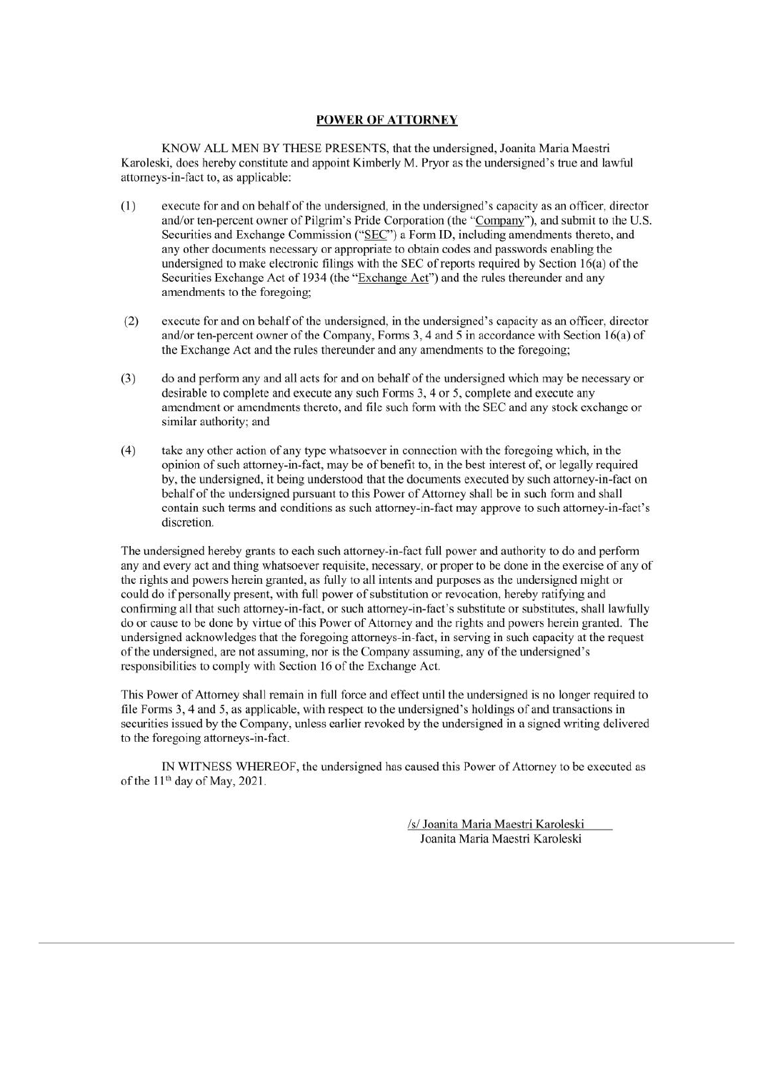**POWER OF ATTORNEY**

KNOW ALL MEN BY THESE PRESENTS, that the undersigned, Joanita Maria Maestri Karoleski, does hereby constitute and appoint Kimberly M. Pryor as the undersigned's true and lawful attorneys-in-fact to, as applicable:

(1) execute for and on behalf of the undersigned, in the undersigned's capacity as an officer, director and/or ten-percent owner of Pilgrim's Pride Corporation (the "Company"), and submit to the U.S. Securities and Exchange Commission ("SEC") a Form ID, including amendments thereto, and any other documents necessary or appropriate to obtain codes and passwords enabling the undersigned to make electronic filings with the SEC of reports required by Section 16(a) of the Securities Exchange Act of 1934 (the "Exchange Act") and the rules thereunder and any amendments to the foregoing;

(2) execute for and on behalf of the undersigned, in the undersigned's capacity as an officer, director and/or ten-percent owner of the Company, Forms 3, 4 and 5 in accordance with Section 16(a) of the Exchange Act and the rules thereunder and any amendments to the foregoing;

(3) do and perform any and all acts for and on behalf of the undersigned which may be necessary or desirable to complete and execute any such Forms 3, 4 or 5, complete and execute any amendment or amendments thereto, and file such form with the SEC and any stock exchange or similar authority; and

(4) take any other action of any type whatsoever in connection with the foregoing which, in the opinion of such attorney-in-fact, may be of benefit to, in the best interest of, or legally required by, the undersigned, it being understood that the documents executed by such attorney-in-fact on behalf of the undersigned pursuant to this Power of Attorney shall be in such form and shall contain such terms and conditions as such attorney-in-fact may approve to such attorney-in-fact's discretion.

The undersigned hereby grants to each such attorney-in-fact full power and authority to do and perform any and every act and thing whatsoever requisite, necessary, or proper to be done in the exercise of any of the rights and powers herein granted, as fully to all intents and purposes as the undersigned might or could do if personally present, with full power of substitution or revocation, hereby ratifying and confirming all that such attorney-in-fact, or such attorney-in-fact's substitute or substitutes, shall lawfully do or cause to be done by virtue of this Power of Attorney and the rights and powers herein granted. The undersigned acknowledges that the foregoing attorneys-in-fact, in serving in such capacity at the request of the undersigned, are not assuming, nor is the Company assuming, any of the undersigned's responsibilities to comply with Section 16 of the Exchange Act.

This Power of Attorney shall remain in full force and effect until the undersigned is no longer required to file Forms 3, 4 and 5, as applicable, with respect to the undersigned's holdings of and transactions in securities issued by the Company, unless earlier revoked by the undersigned in a signed writing delivered to the foregoing attorneys-in-fact.

IN WITNESS WHEREOF, the undersigned has caused this Power of Attorney to be executed as of the 11th day of May, 2021.

/s/ Joanita Maria Maestri Karoleski
Joanita Maria Maestri Karoleski